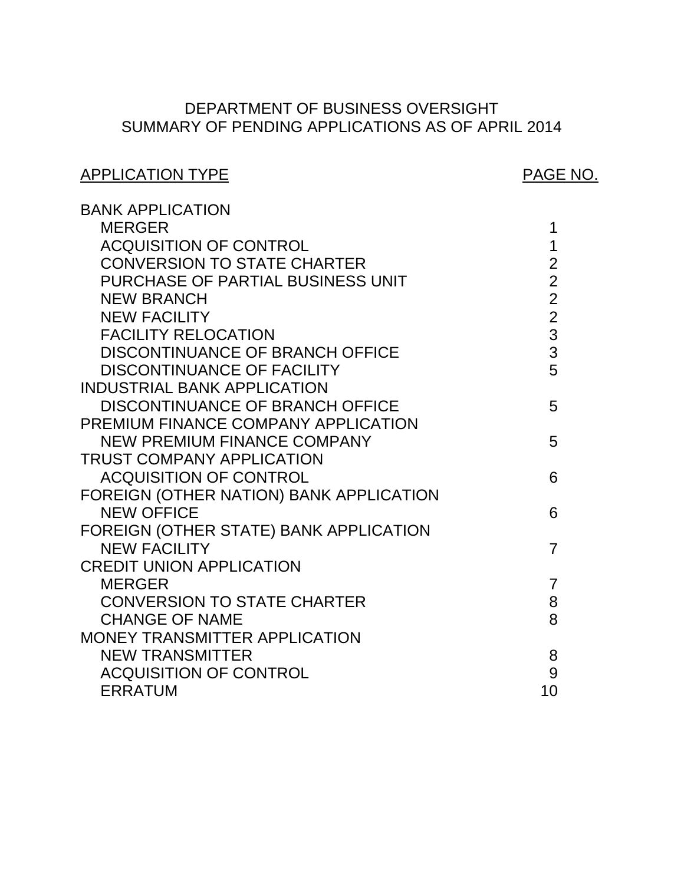# DEPARTMENT OF BUSINESS OVERSIGHT
## SUMMARY OF PENDING APPLICATIONS AS OF APRIL 2014

| APPLICATION TYPE | PAGE NO. |
|---|---|
| BANK APPLICATION | |
| MERGER | 1 |
| ACQUISITION OF CONTROL | 1 |
| CONVERSION TO STATE CHARTER | 2 |
| PURCHASE OF PARTIAL BUSINESS UNIT | 2 |
| NEW BRANCH | 2 |
| NEW FACILITY | 2 |
| FACILITY RELOCATION | 3 |
| DISCONTINUANCE OF BRANCH OFFICE | 3 |
| DISCONTINUANCE OF FACILITY | 5 |
| INDUSTRIAL BANK APPLICATION | |
| DISCONTINUANCE OF BRANCH OFFICE | 5 |
| PREMIUM FINANCE COMPANY APPLICATION | |
| NEW PREMIUM FINANCE COMPANY | 5 |
| TRUST COMPANY APPLICATION | |
| ACQUISITION OF CONTROL | 6 |
| FOREIGN (OTHER NATION) BANK APPLICATION | |
| NEW OFFICE | 6 |
| FOREIGN (OTHER STATE) BANK APPLICATION | |
| NEW FACILITY | 7 |
| CREDIT UNION APPLICATION | |
| MERGER | 7 |
| CONVERSION TO STATE CHARTER | 8 |
| CHANGE OF NAME | 8 |
| MONEY TRANSMITTER APPLICATION | |
| NEW TRANSMITTER | 8 |
| ACQUISITION OF CONTROL | 9 |
| ERRATUM | 10 |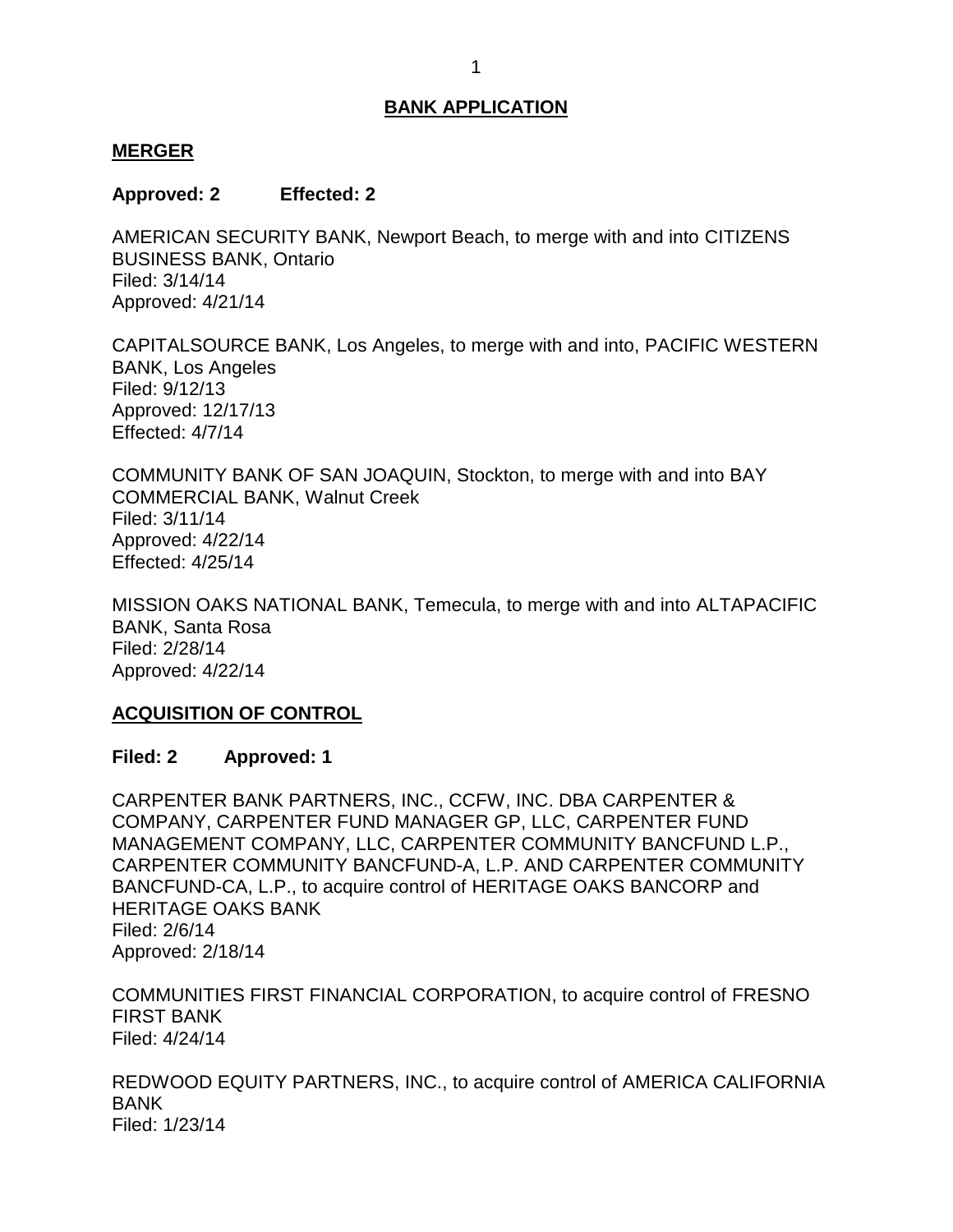## BANK APPLICATION

### MERGER

**Approved: 2 Effected: 2**

AMERICAN SECURITY BANK, Newport Beach, to merge with and into CITIZENS BUSINESS BANK, Ontario
Filed: 3/14/14
Approved: 4/21/14

CAPITALSOURCE BANK, Los Angeles, to merge with and into, PACIFIC WESTERN BANK, Los Angeles
Filed: 9/12/13
Approved: 12/17/13
Effected: 4/7/14

COMMUNITY BANK OF SAN JOAQUIN, Stockton, to merge with and into BAY COMMERCIAL BANK, Walnut Creek
Filed: 3/11/14
Approved: 4/22/14
Effected: 4/25/14

MISSION OAKS NATIONAL BANK, Temecula, to merge with and into ALTAPACIFIC BANK, Santa Rosa
Filed: 2/28/14
Approved: 4/22/14

### ACQUISITION OF CONTROL

**Filed: 2 Approved: 1**

CARPENTER BANK PARTNERS, INC., CCFW, INC. DBA CARPENTER & COMPANY, CARPENTER FUND MANAGER GP, LLC, CARPENTER FUND MANAGEMENT COMPANY, LLC, CARPENTER COMMUNITY BANCFUND L.P., CARPENTER COMMUNITY BANCFUND-A, L.P. AND CARPENTER COMMUNITY BANCFUND-CA, L.P., to acquire control of HERITAGE OAKS BANCORP and HERITAGE OAKS BANK
Filed: 2/6/14
Approved: 2/18/14

COMMUNITIES FIRST FINANCIAL CORPORATION, to acquire control of FRESNO FIRST BANK
Filed: 4/24/14

REDWOOD EQUITY PARTNERS, INC., to acquire control of AMERICA CALIFORNIA BANK
Filed: 1/23/14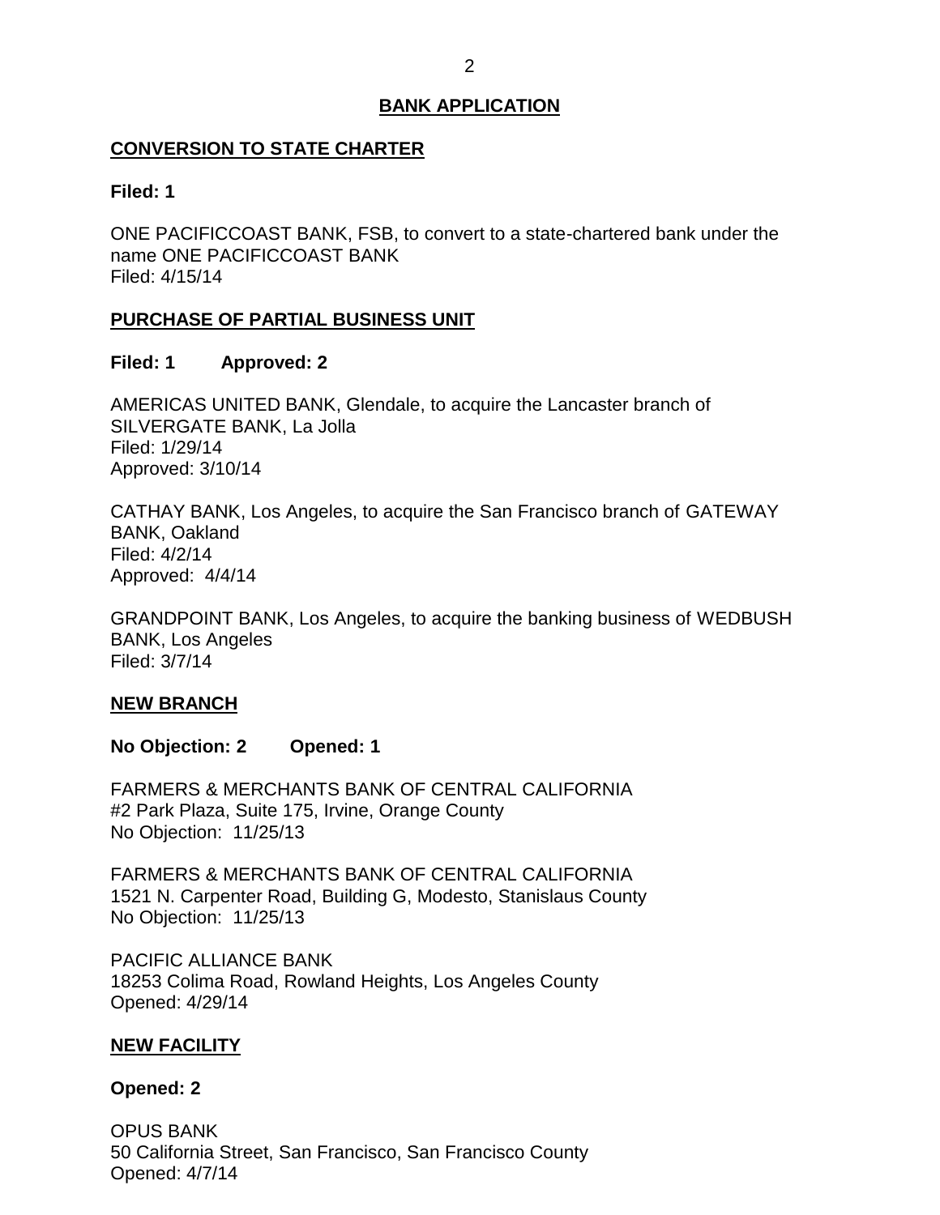## BANK APPLICATION

### CONVERSION TO STATE CHARTER

**Filed: 1**

ONE PACIFICCOAST BANK, FSB, to convert to a state-chartered bank under the name ONE PACIFICCOAST BANK
Filed: 4/15/14

### PURCHASE OF PARTIAL BUSINESS UNIT

**Filed: 1 Approved: 2**

AMERICAS UNITED BANK, Glendale, to acquire the Lancaster branch of SILVERGATE BANK, La Jolla
Filed: 1/29/14
Approved: 3/10/14

CATHAY BANK, Los Angeles, to acquire the San Francisco branch of GATEWAY BANK, Oakland
Filed: 4/2/14
Approved: 4/4/14

GRANDPOINT BANK, Los Angeles, to acquire the banking business of WEDBUSH BANK, Los Angeles
Filed: 3/7/14

### NEW BRANCH

**No Objection: 2 Opened: 1**

FARMERS & MERCHANTS BANK OF CENTRAL CALIFORNIA
#2 Park Plaza, Suite 175, Irvine, Orange County
No Objection: 11/25/13

FARMERS & MERCHANTS BANK OF CENTRAL CALIFORNIA
1521 N. Carpenter Road, Building G, Modesto, Stanislaus County
No Objection: 11/25/13

PACIFIC ALLIANCE BANK
18253 Colima Road, Rowland Heights, Los Angeles County
Opened: 4/29/14

### NEW FACILITY

**Opened: 2**

OPUS BANK
50 California Street, San Francisco, San Francisco County
Opened: 4/7/14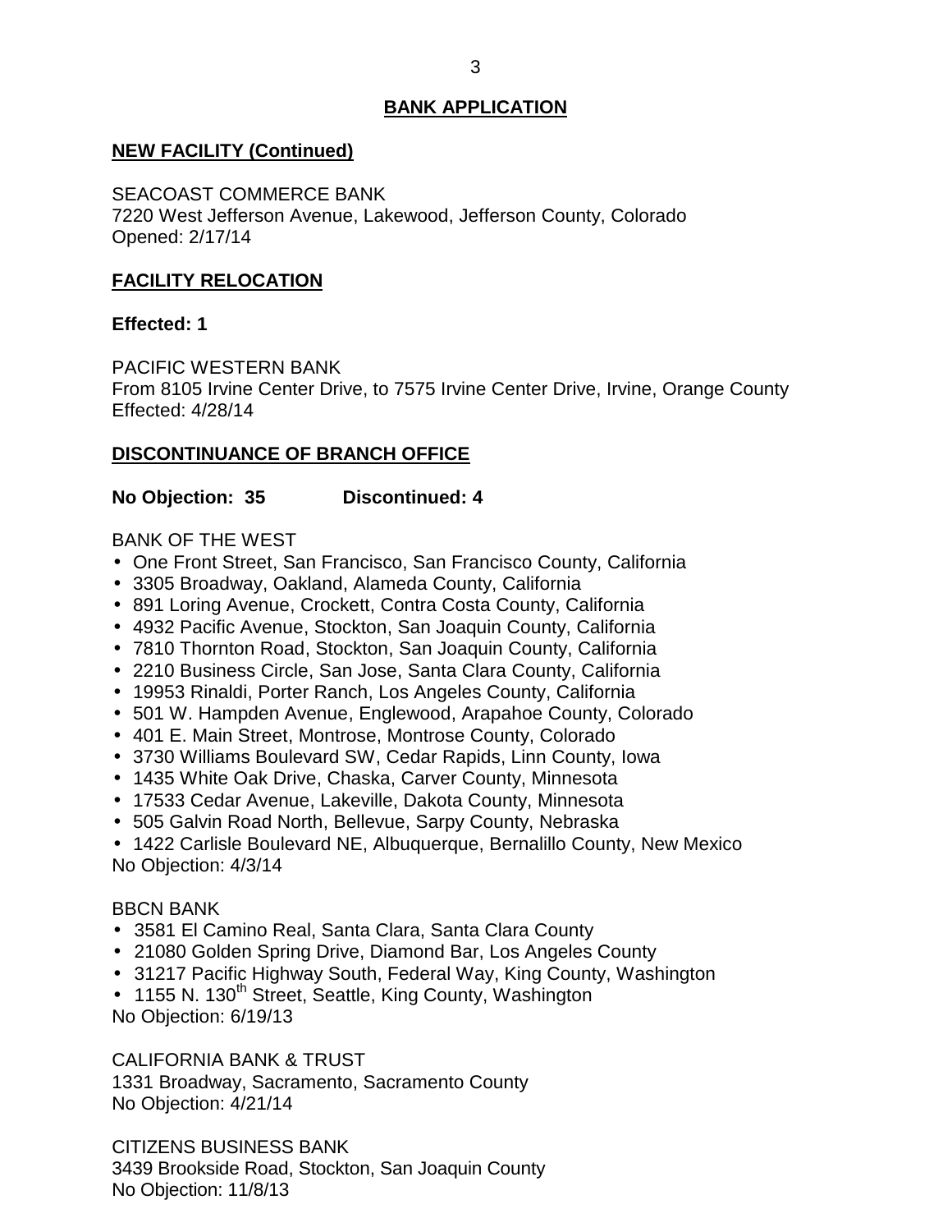## BANK APPLICATION

### NEW FACILITY (Continued)

SEACOAST COMMERCE BANK
7220 West Jefferson Avenue, Lakewood, Jefferson County, Colorado
Opened: 2/17/14

### FACILITY RELOCATION

**Effected: 1**

PACIFIC WESTERN BANK
From 8105 Irvine Center Drive, to 7575 Irvine Center Drive, Irvine, Orange County
Effected: 4/28/14

### DISCONTINUANCE OF BRANCH OFFICE

**No Objection: 35 Discontinued: 4**

BANK OF THE WEST

- One Front Street, San Francisco, San Francisco County, California
- 3305 Broadway, Oakland, Alameda County, California
- 891 Loring Avenue, Crockett, Contra Costa County, California
- 4932 Pacific Avenue, Stockton, San Joaquin County, California
- 7810 Thornton Road, Stockton, San Joaquin County, California
- 2210 Business Circle, San Jose, Santa Clara County, California
- 19953 Rinaldi, Porter Ranch, Los Angeles County, California
- 501 W. Hampden Avenue, Englewood, Arapahoe County, Colorado
- 401 E. Main Street, Montrose, Montrose County, Colorado
- 3730 Williams Boulevard SW, Cedar Rapids, Linn County, Iowa
- 1435 White Oak Drive, Chaska, Carver County, Minnesota
- 17533 Cedar Avenue, Lakeville, Dakota County, Minnesota
- 505 Galvin Road North, Bellevue, Sarpy County, Nebraska
- 1422 Carlisle Boulevard NE, Albuquerque, Bernalillo County, New Mexico

No Objection: 4/3/14

BBCN BANK

- 3581 El Camino Real, Santa Clara, Santa Clara County
- 21080 Golden Spring Drive, Diamond Bar, Los Angeles County
- 31217 Pacific Highway South, Federal Way, King County, Washington
- 1155 N. 130th Street, Seattle, King County, Washington

No Objection: 6/19/13

CALIFORNIA BANK & TRUST
1331 Broadway, Sacramento, Sacramento County
No Objection: 4/21/14

CITIZENS BUSINESS BANK
3439 Brookside Road, Stockton, San Joaquin County
No Objection: 11/8/13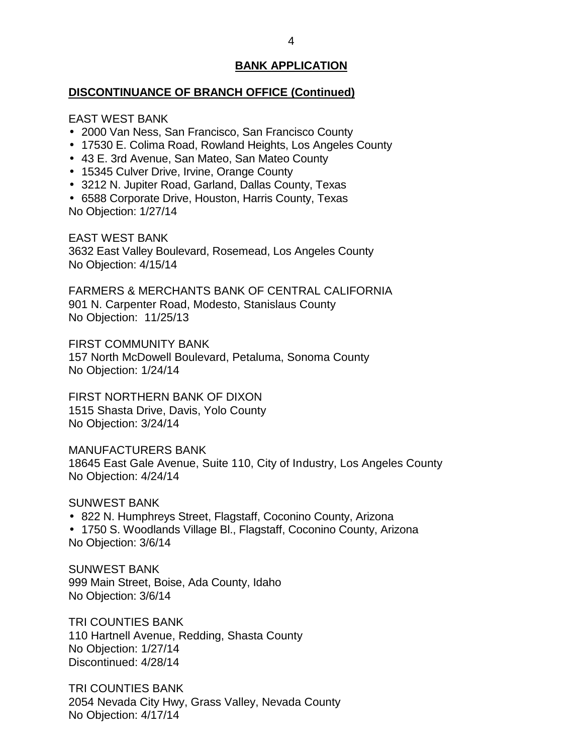## BANK APPLICATION

### DISCONTINUANCE OF BRANCH OFFICE (Continued)

EAST WEST BANK
- 2000 Van Ness, San Francisco, San Francisco County
- 17530 E. Colima Road, Rowland Heights, Los Angeles County
- 43 E. 3rd Avenue, San Mateo, San Mateo County
- 15345 Culver Drive, Irvine, Orange County
- 3212 N. Jupiter Road, Garland, Dallas County, Texas
- 6588 Corporate Drive, Houston, Harris County, Texas

No Objection: 1/27/14

EAST WEST BANK
3632 East Valley Boulevard, Rosemead, Los Angeles County
No Objection: 4/15/14

FARMERS & MERCHANTS BANK OF CENTRAL CALIFORNIA
901 N. Carpenter Road, Modesto, Stanislaus County
No Objection: 11/25/13

FIRST COMMUNITY BANK
157 North McDowell Boulevard, Petaluma, Sonoma County
No Objection: 1/24/14

FIRST NORTHERN BANK OF DIXON
1515 Shasta Drive, Davis, Yolo County
No Objection: 3/24/14

MANUFACTURERS BANK
18645 East Gale Avenue, Suite 110, City of Industry, Los Angeles County
No Objection: 4/24/14

SUNWEST BANK
- 822 N. Humphreys Street, Flagstaff, Coconino County, Arizona
- 1750 S. Woodlands Village Bl., Flagstaff, Coconino County, Arizona

No Objection: 3/6/14

SUNWEST BANK
999 Main Street, Boise, Ada County, Idaho
No Objection: 3/6/14

TRI COUNTIES BANK
110 Hartnell Avenue, Redding, Shasta County
No Objection: 1/27/14
Discontinued: 4/28/14

TRI COUNTIES BANK
2054 Nevada City Hwy, Grass Valley, Nevada County
No Objection: 4/17/14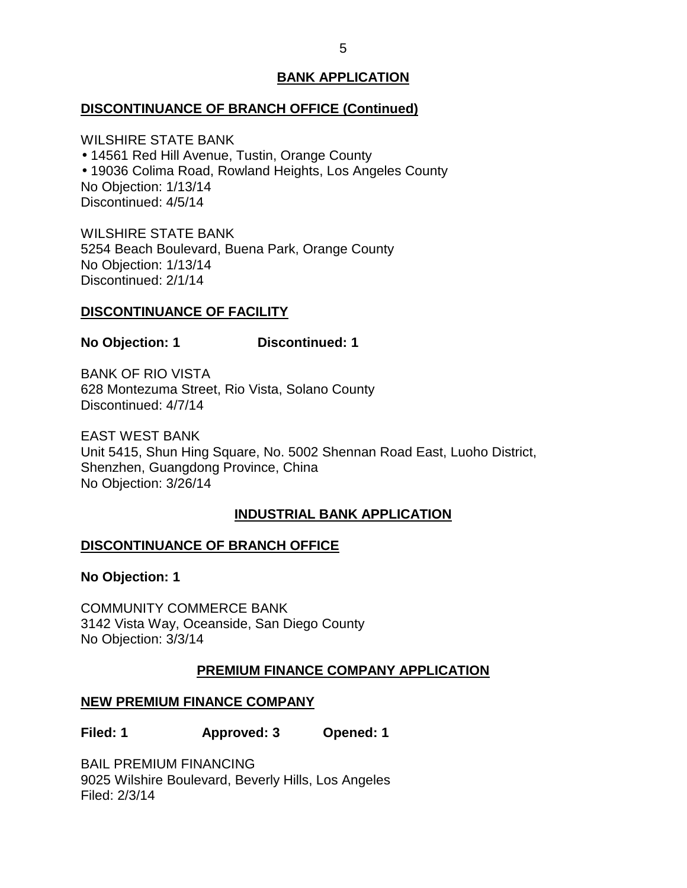## BANK APPLICATION

### DISCONTINUANCE OF BRANCH OFFICE (Continued)

WILSHIRE STATE BANK
- 14561 Red Hill Avenue, Tustin, Orange County
- 19036 Colima Road, Rowland Heights, Los Angeles County

No Objection: 1/13/14
Discontinued: 4/5/14

WILSHIRE STATE BANK
5254 Beach Boulevard, Buena Park, Orange County
No Objection: 1/13/14
Discontinued: 2/1/14

### DISCONTINUANCE OF FACILITY

**No Objection: 1** **Discontinued: 1**

BANK OF RIO VISTA
628 Montezuma Street, Rio Vista, Solano County
Discontinued: 4/7/14

EAST WEST BANK
Unit 5415, Shun Hing Square, No. 5002 Shennan Road East, Luoho District, Shenzhen, Guangdong Province, China
No Objection: 3/26/14

## INDUSTRIAL BANK APPLICATION

### DISCONTINUANCE OF BRANCH OFFICE

**No Objection: 1**

COMMUNITY COMMERCE BANK
3142 Vista Way, Oceanside, San Diego County
No Objection: 3/3/14

## PREMIUM FINANCE COMPANY APPLICATION

### NEW PREMIUM FINANCE COMPANY

**Filed: 1** **Approved: 3** **Opened: 1**

BAIL PREMIUM FINANCING
9025 Wilshire Boulevard, Beverly Hills, Los Angeles
Filed: 2/3/14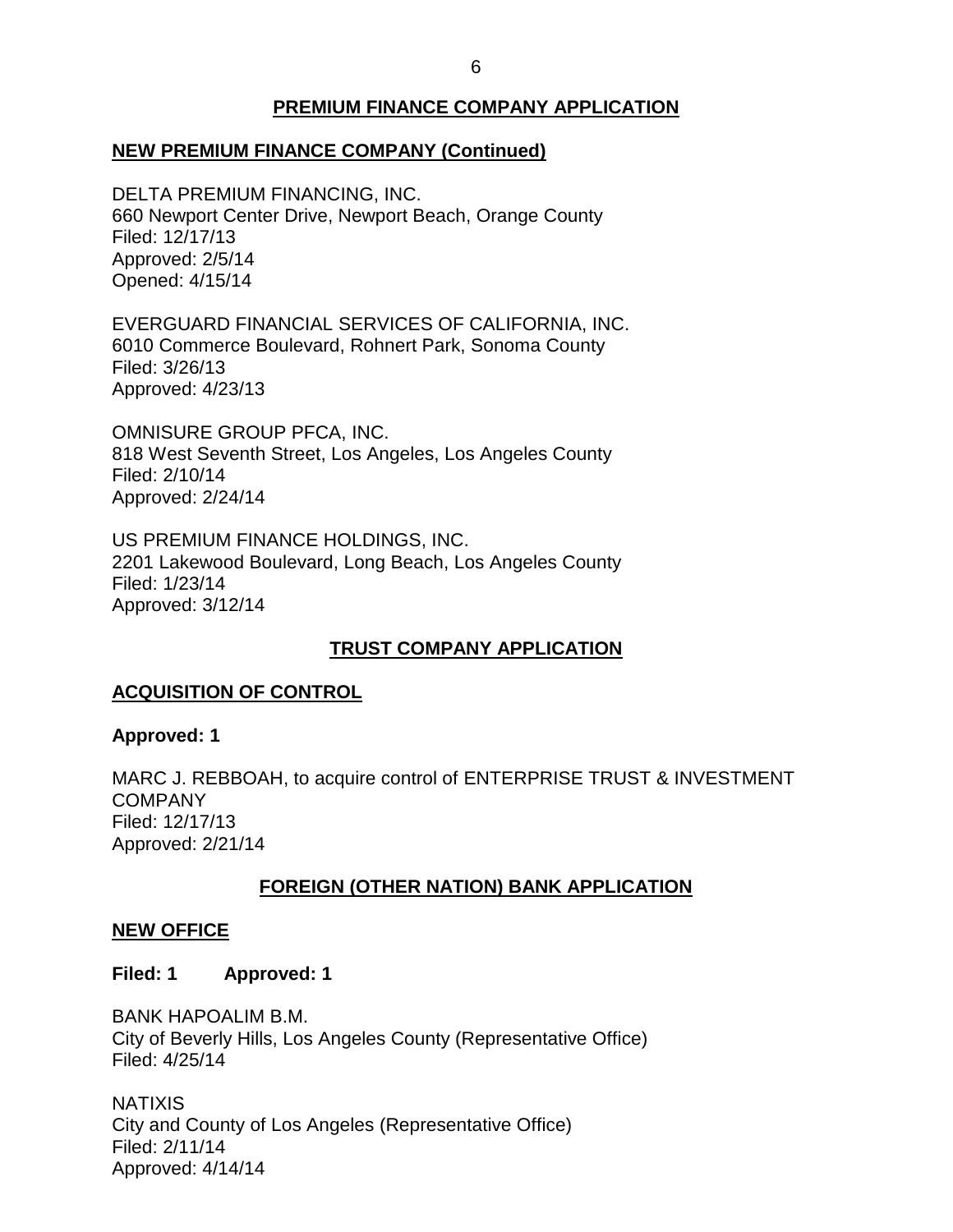## PREMIUM FINANCE COMPANY APPLICATION

### NEW PREMIUM FINANCE COMPANY (Continued)

DELTA PREMIUM FINANCING, INC.
660 Newport Center Drive, Newport Beach, Orange County
Filed: 12/17/13
Approved: 2/5/14
Opened: 4/15/14

EVERGUARD FINANCIAL SERVICES OF CALIFORNIA, INC.
6010 Commerce Boulevard, Rohnert Park, Sonoma County
Filed: 3/26/13
Approved: 4/23/13

OMNISURE GROUP PFCA, INC.
818 West Seventh Street, Los Angeles, Los Angeles County
Filed: 2/10/14
Approved: 2/24/14

US PREMIUM FINANCE HOLDINGS, INC.
2201 Lakewood Boulevard, Long Beach, Los Angeles County
Filed: 1/23/14
Approved: 3/12/14

## TRUST COMPANY APPLICATION

### ACQUISITION OF CONTROL

**Approved: 1**

MARC J. REBBOAH, to acquire control of ENTERPRISE TRUST & INVESTMENT COMPANY
Filed: 12/17/13
Approved: 2/21/14

## FOREIGN (OTHER NATION) BANK APPLICATION

### NEW OFFICE

**Filed: 1 Approved: 1**

BANK HAPOALIM B.M.
City of Beverly Hills, Los Angeles County (Representative Office)
Filed: 4/25/14

NATIXIS
City and County of Los Angeles (Representative Office)
Filed: 2/11/14
Approved: 4/14/14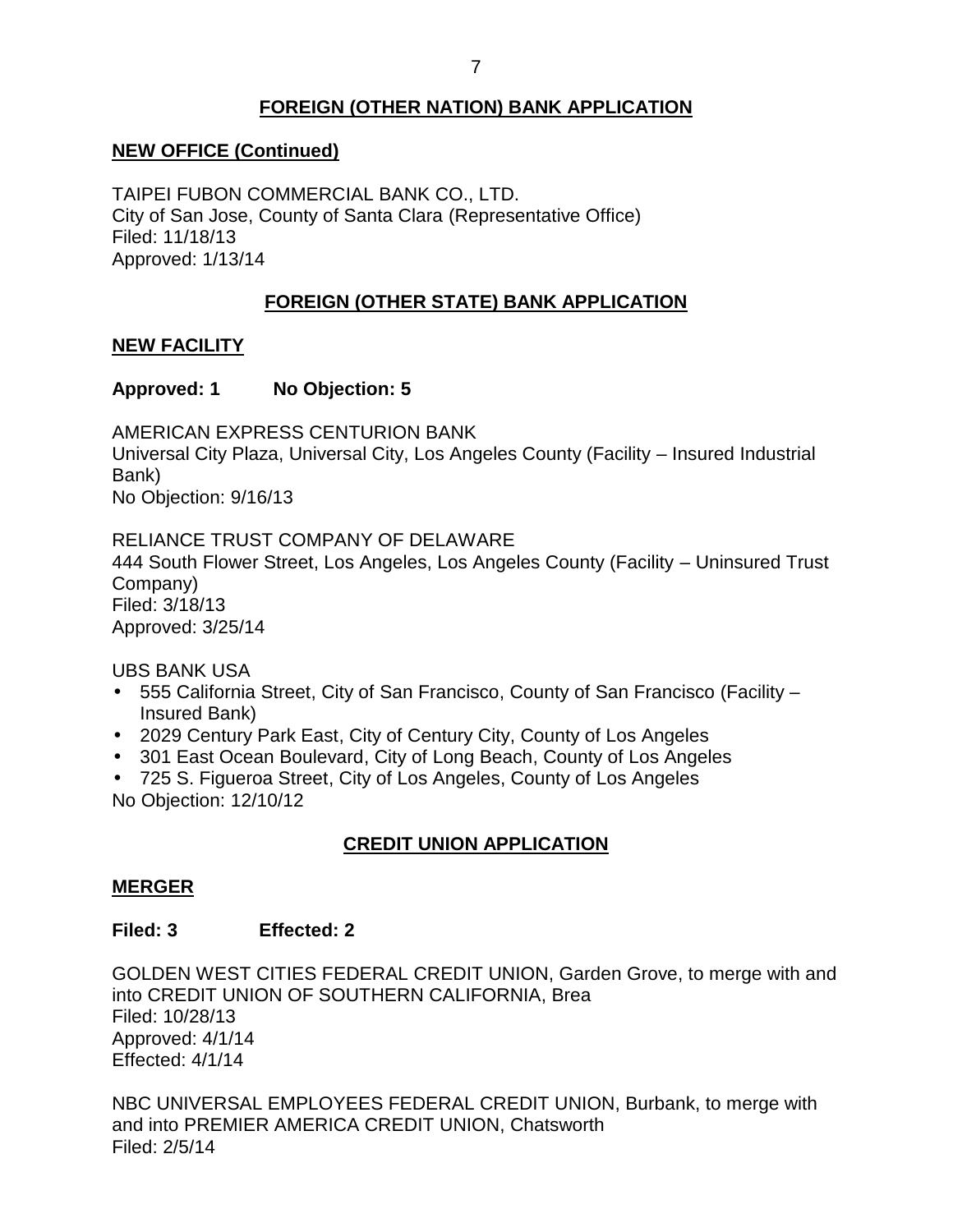## FOREIGN (OTHER NATION) BANK APPLICATION

### NEW OFFICE (Continued)

TAIPEI FUBON COMMERCIAL BANK CO., LTD.
City of San Jose, County of Santa Clara (Representative Office)
Filed: 11/18/13
Approved: 1/13/14

## FOREIGN (OTHER STATE) BANK APPLICATION

### NEW FACILITY

**Approved: 1 No Objection: 5**

AMERICAN EXPRESS CENTURION BANK
Universal City Plaza, Universal City, Los Angeles County (Facility – Insured Industrial Bank)
No Objection: 9/16/13

RELIANCE TRUST COMPANY OF DELAWARE
444 South Flower Street, Los Angeles, Los Angeles County (Facility – Uninsured Trust Company)
Filed: 3/18/13
Approved: 3/25/14

UBS BANK USA
- 555 California Street, City of San Francisco, County of San Francisco (Facility – Insured Bank)
- 2029 Century Park East, City of Century City, County of Los Angeles
- 301 East Ocean Boulevard, City of Long Beach, County of Los Angeles
- 725 S. Figueroa Street, City of Los Angeles, County of Los Angeles

No Objection: 12/10/12

## CREDIT UNION APPLICATION

### MERGER

**Filed: 3 Effected: 2**

GOLDEN WEST CITIES FEDERAL CREDIT UNION, Garden Grove, to merge with and into CREDIT UNION OF SOUTHERN CALIFORNIA, Brea
Filed: 10/28/13
Approved: 4/1/14
Effected: 4/1/14

NBC UNIVERSAL EMPLOYEES FEDERAL CREDIT UNION, Burbank, to merge with and into PREMIER AMERICA CREDIT UNION, Chatsworth
Filed: 2/5/14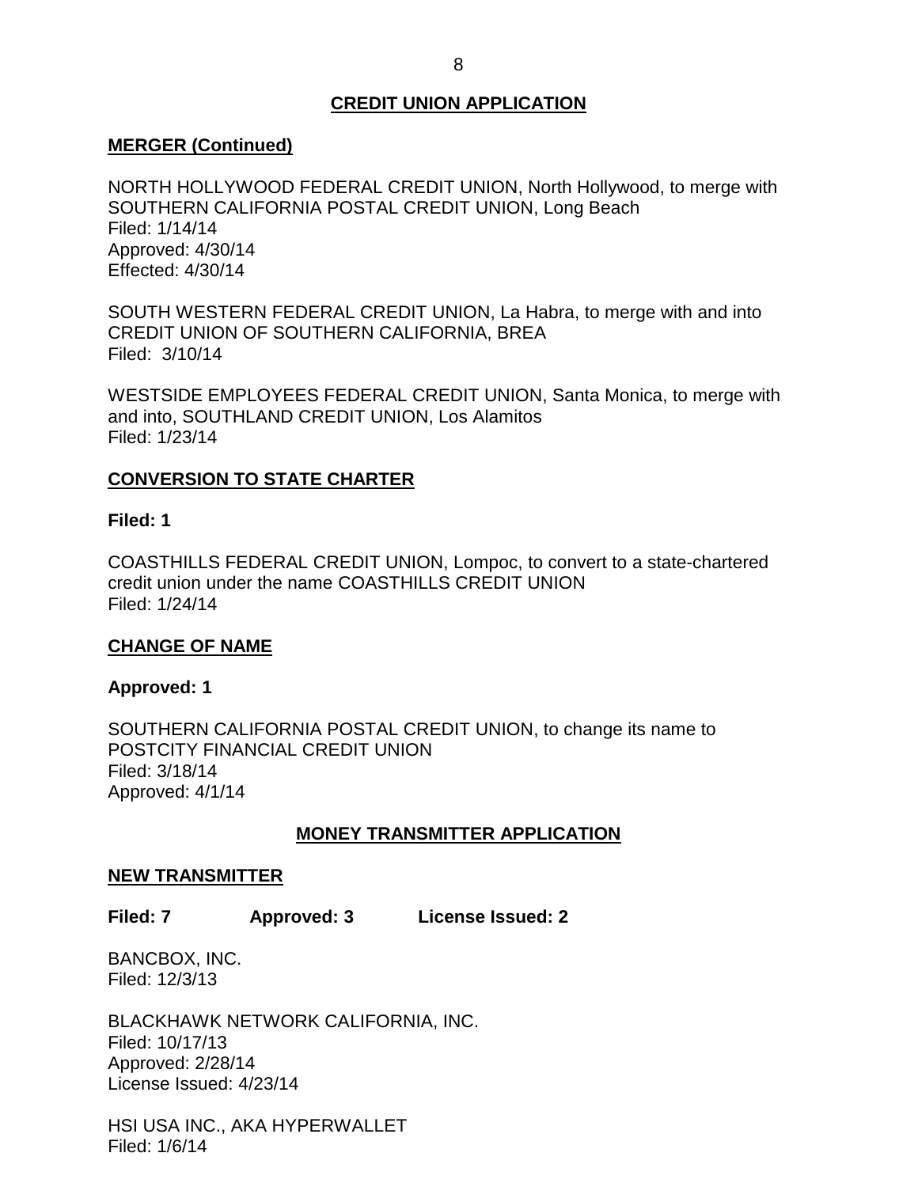## CREDIT UNION APPLICATION

### MERGER (Continued)

NORTH HOLLYWOOD FEDERAL CREDIT UNION, North Hollywood, to merge with SOUTHERN CALIFORNIA POSTAL CREDIT UNION, Long Beach
Filed: 1/14/14
Approved: 4/30/14
Effected: 4/30/14

SOUTH WESTERN FEDERAL CREDIT UNION, La Habra, to merge with and into CREDIT UNION OF SOUTHERN CALIFORNIA, BREA
Filed: 3/10/14

WESTSIDE EMPLOYEES FEDERAL CREDIT UNION, Santa Monica, to merge with and into, SOUTHLAND CREDIT UNION, Los Alamitos
Filed: 1/23/14

### CONVERSION TO STATE CHARTER

**Filed: 1**

COASTHILLS FEDERAL CREDIT UNION, Lompoc, to convert to a state-chartered credit union under the name COASTHILLS CREDIT UNION
Filed: 1/24/14

### CHANGE OF NAME

**Approved: 1**

SOUTHERN CALIFORNIA POSTAL CREDIT UNION, to change its name to POSTCITY FINANCIAL CREDIT UNION
Filed: 3/18/14
Approved: 4/1/14

## MONEY TRANSMITTER APPLICATION

### NEW TRANSMITTER

**Filed: 7 Approved: 3 License Issued: 2**

BANCBOX, INC.
Filed: 12/3/13

BLACKHAWK NETWORK CALIFORNIA, INC.
Filed: 10/17/13
Approved: 2/28/14
License Issued: 4/23/14

HSI USA INC., AKA HYPERWALLET
Filed: 1/6/14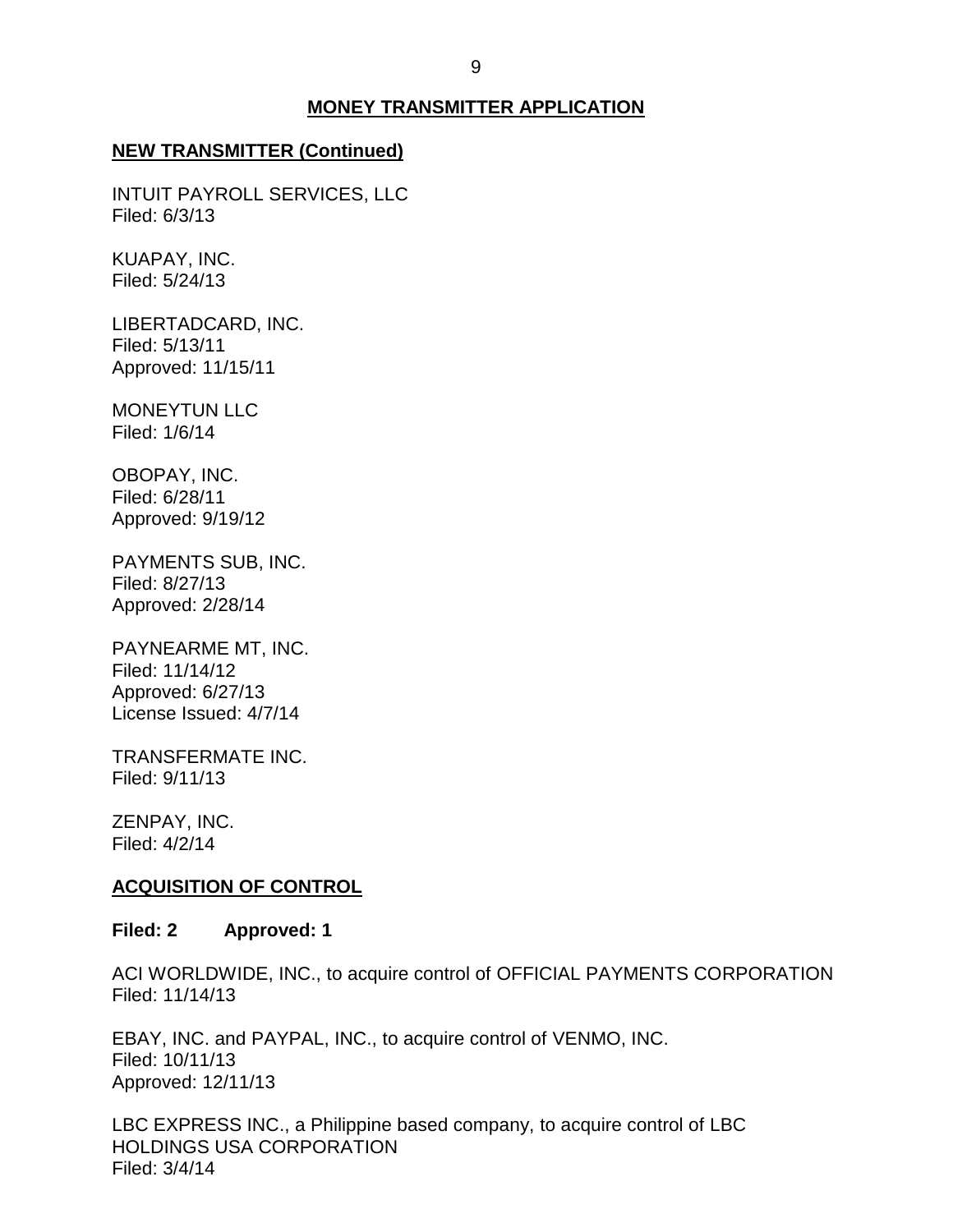## MONEY TRANSMITTER APPLICATION

### NEW TRANSMITTER (Continued)

INTUIT PAYROLL SERVICES, LLC
Filed: 6/3/13

KUAPAY, INC.
Filed: 5/24/13

LIBERTADCARD, INC.
Filed: 5/13/11
Approved: 11/15/11

MONEYTUN LLC
Filed: 1/6/14

OBOPAY, INC.
Filed: 6/28/11
Approved: 9/19/12

PAYMENTS SUB, INC.
Filed: 8/27/13
Approved: 2/28/14

PAYNEARME MT, INC.
Filed: 11/14/12
Approved: 6/27/13
License Issued: 4/7/14

TRANSFERMATE INC.
Filed: 9/11/13

ZENPAY, INC.
Filed: 4/2/14

### ACQUISITION OF CONTROL

**Filed: 2 Approved: 1**

ACI WORLDWIDE, INC., to acquire control of OFFICIAL PAYMENTS CORPORATION
Filed: 11/14/13

EBAY, INC. and PAYPAL, INC., to acquire control of VENMO, INC.
Filed: 10/11/13
Approved: 12/11/13

LBC EXPRESS INC., a Philippine based company, to acquire control of LBC HOLDINGS USA CORPORATION
Filed: 3/4/14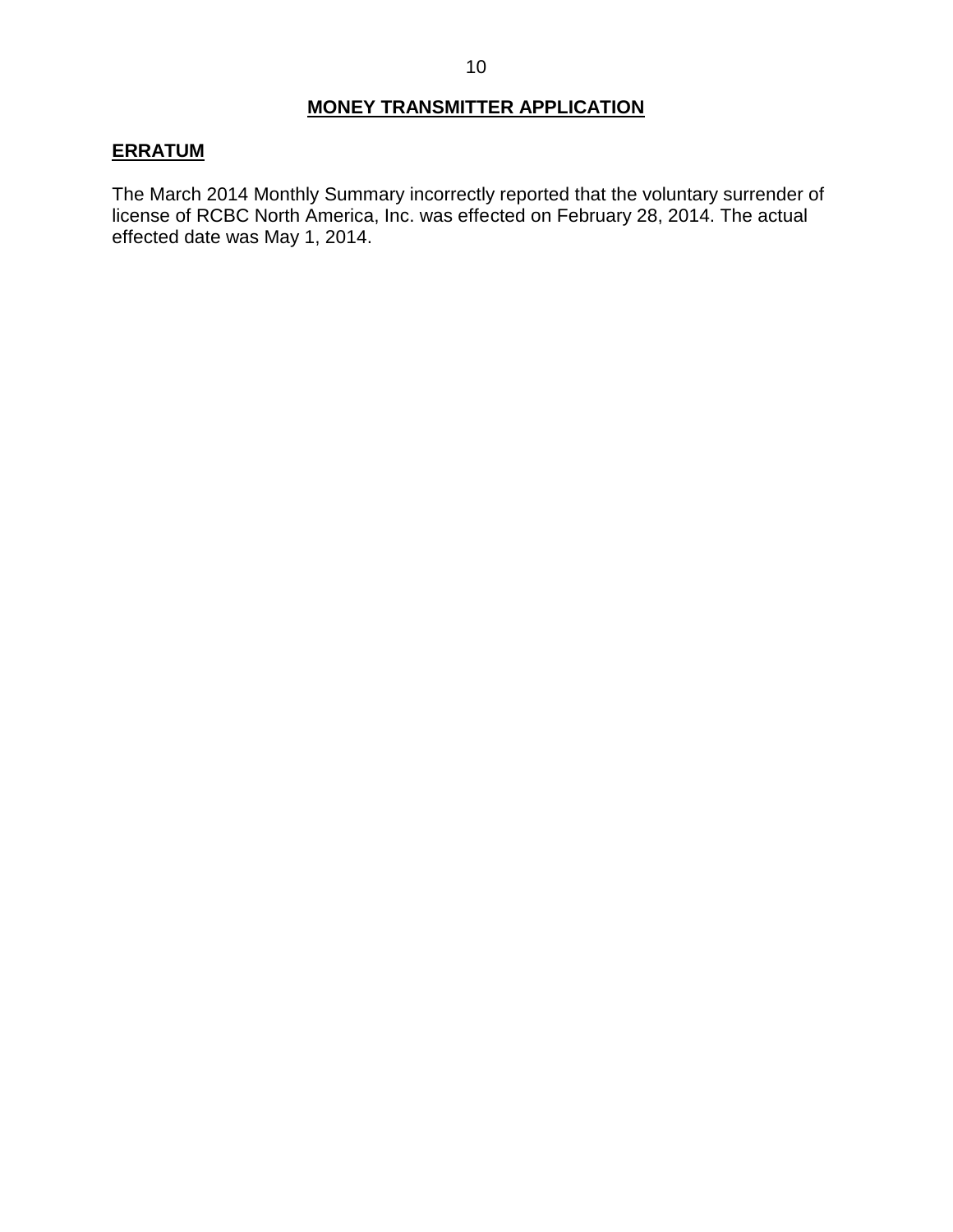## MONEY TRANSMITTER APPLICATION

### ERRATUM

The March 2014 Monthly Summary incorrectly reported that the voluntary surrender of license of RCBC North America, Inc. was effected on February 28, 2014. The actual effected date was May 1, 2014.